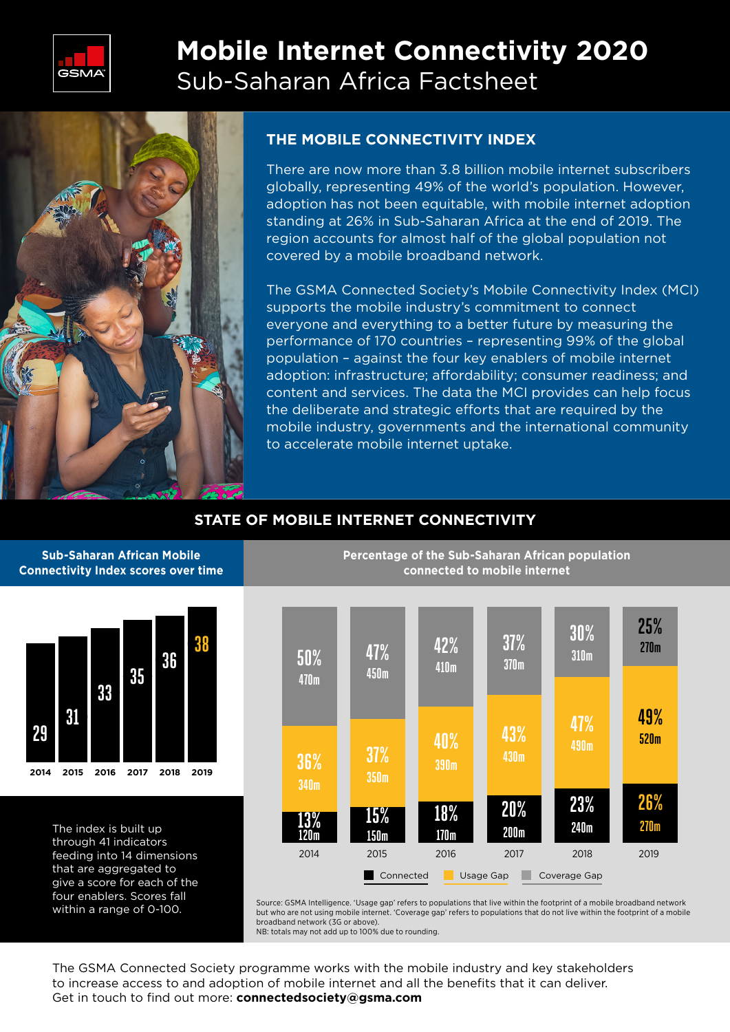# Mobile Internet Connectivity 2020

## Sub-Saharan Africa Factsheet

### THE MOBILE CONNECTIVITY INDEX

There are now more than 3.8 billion mobile internet subscribers globally, representing 49% of the world's population. However, adoption has not been equitable, with mobile internet adoption standing at 26% in Sub-Saharan Africa at the end of 2019. The region accounts for almost half of the global population not covered by a mobile broadband network.

The GSMA Connected Society's Mobile Connectivity Index (MCI) supports the mobile industry's commitment to connect everyone and everything to a better future by measuring the performance of 170 countries – representing 99% of the global population – against the four key enablers of mobile internet adoption: infrastructure; affordability; consumer readiness; and content and services. The data the MCI provides can help focus the deliberate and strategic efforts that are required by the mobile industry, governments and the international community to accelerate mobile internet uptake.

## STATE OF MOBILE INTERNET CONNECTIVITY

### Sub-Saharan African Mobile Connectivity Index scores over time

| Year | Score |
|---|---|
| 2014 | 29 |
| 2015 | 31 |
| 2016 | 33 |
| 2017 | 35 |
| 2018 | 36 |
| 2019 | 38 |

The index is built up through 41 indicators feeding into 14 dimensions that are aggregated to give a score for each of the four enablers. Scores fall within a range of 0-100.

### Percentage of the Sub-Saharan African population connected to mobile internet

| Year | Connected | Usage Gap | Coverage Gap |
|---|---|---|---|
| 2014 | 13% (120m) | 36% (340m) | 50% (470m) |
| 2015 | 15% (150m) | 37% (350m) | 47% (450m) |
| 2016 | 18% (170m) | 40% (390m) | 42% (410m) |
| 2017 | 20% (200m) | 43% (430m) | 37% (370m) |
| 2018 | 23% (240m) | 47% (490m) | 30% (310m) |
| 2019 | 26% (270m) | 49% (520m) | 25% (270m) |

Source: GSMA Intelligence. 'Usage gap' refers to populations that live within the footprint of a mobile broadband network but who are not using mobile internet. 'Coverage gap' refers to populations that do not live within the footprint of a mobile broadband network (3G or above).
NB: totals may not add up to 100% due to rounding.

The GSMA Connected Society programme works with the mobile industry and key stakeholders to increase access to and adoption of mobile internet and all the benefits that it can deliver.
Get in touch to find out more: **connectedsociety@gsma.com**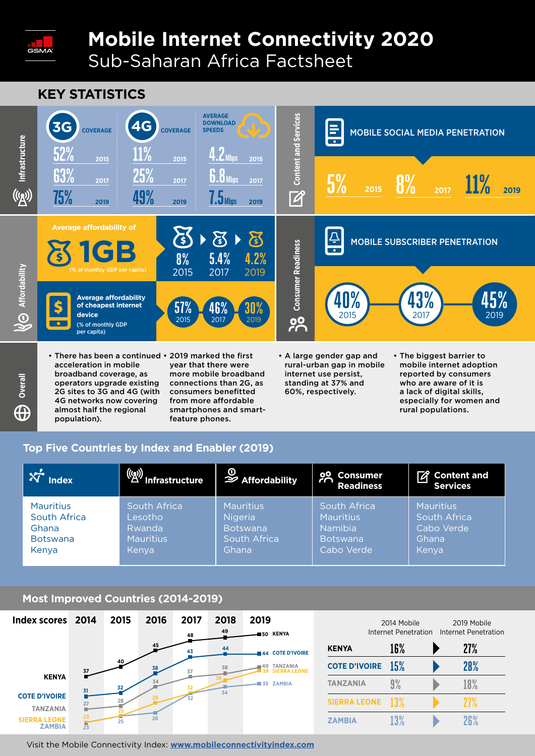# Mobile Internet Connectivity 2020

## Sub-Saharan Africa Factsheet

GSMA

## KEY STATISTICS

### Infrastructure

**3G COVERAGE**
- 52% 2015
- 63% 2017
- 75% 2019

**4G COVERAGE**
- 11% 2015
- 25% 2017
- 49% 2019

**AVERAGE DOWNLOAD SPEEDS**
- 4.2 Mbps 2015
- 6.8 Mbps 2017
- 7.5 Mbps 2019

### Content and Services

**MOBILE SOCIAL MEDIA PENETRATION**
- 5% 2015
- 8% 2017
- 11% 2019

### Affordability

**Average affordability of 1GB** (% of monthly GDP per capita)
- 8% 2015
- 5.4% 2017
- 4.2% 2019

**Average affordability of cheapest internet device** (% of monthly GDP per capita)
- 57% 2015
- 46% 2017
- 30% 2019

### Consumer Readiness

**MOBILE SUBSCRIBER PENETRATION**
- 40% 2015
- 43% 2017
- 45% 2019

### Overall

- There has been a continued acceleration in mobile broadband coverage, as operators upgrade existing 2G sites to 3G and 4G (with 4G networks now covering almost half the regional population).
- 2019 marked the first year that there were more mobile broadband connections than 2G, as consumers benefitted from more affordable smartphones and smart-feature phones.
- A large gender gap and rural-urban gap in mobile internet use persist, standing at 37% and 60%, respectively.
- The biggest barrier to mobile internet adoption reported by consumers who are aware of it is a lack of digital skills, especially for women and rural populations.

## Top Five Countries by Index and Enabler (2019)

| Index | Infrastructure | Affordability | Consumer Readiness | Content and Services |
|---|---|---|---|---|
| Mauritius | South Africa | Mauritius | South Africa | Mauritius |
| South Africa | Lesotho | Nigeria | Mauritius | South Africa |
| Ghana | Rwanda | Botswana | Namibia | Cabo Verde |
| Botswana | Mauritius | South Africa | Botswana | Ghana |
| Kenya | Kenya | Ghana | Cabo Verde | Kenya |

## Most Improved Countries (2014-2019)

Index scores 2014 2015 2016 2017 2018 2019

KENYA 37 40 45 48 49 50

COTE D'IVOIRE 31 32 38 43 44 44

TANZANIA 27 28 34 37 38 40

SIERRA LEONE 23 25 29 32 36 39

ZAMBIA 23 25 26 32 34 35

| | 2014 Mobile Internet Penetration | | 2019 Mobile Internet Penetration |
|---|---|---|---|
| KENYA | 16% | ▶ | 27% |
| COTE D'IVOIRE | 15% | ▶ | 28% |
| TANZANIA | 9% | ▶ | 18% |
| SIERRA LEONE | 13% | ▶ | 27% |
| ZAMBIA | 13% | ▶ | 26% |

Visit the Mobile Connectivity Index: www.mobileconnectivityindex.com